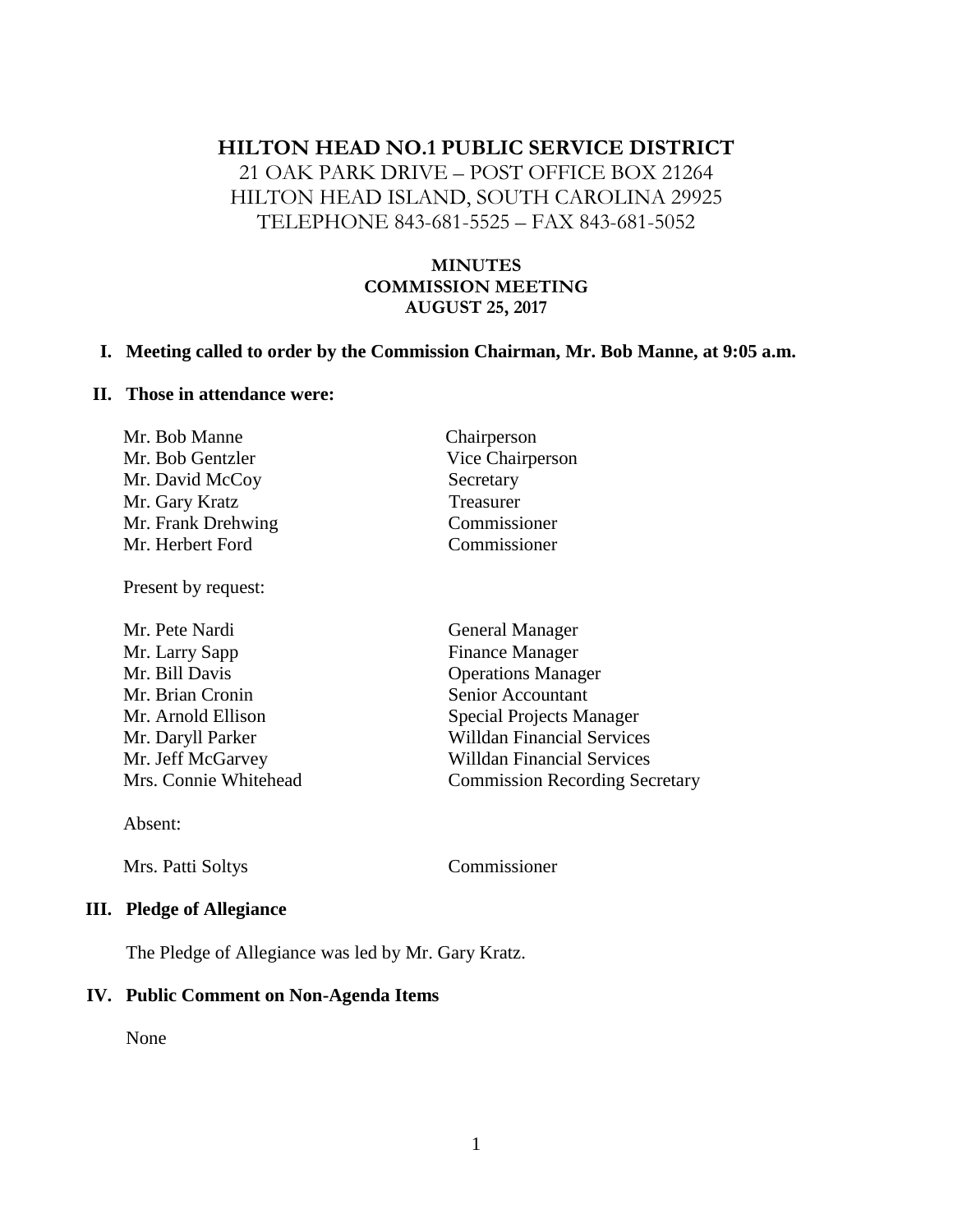# HILTON HEAD NO.1 PUBLIC SERVICE DISTRICT

21 OAK PARK DRIVE – POST OFFICE BOX 21264
HILTON HEAD ISLAND, SOUTH CAROLINA 29925
TELEPHONE 843-681-5525 – FAX 843-681-5052

## MINUTES
## COMMISSION MEETING
## AUGUST 25, 2017

**I. Meeting called to order by the Commission Chairman, Mr. Bob Manne, at 9:05 a.m.**

**II. Those in attendance were:**

| | |
|---|---|
| Mr. Bob Manne | Chairperson |
| Mr. Bob Gentzler | Vice Chairperson |
| Mr. David McCoy | Secretary |
| Mr. Gary Kratz | Treasurer |
| Mr. Frank Drehwing | Commissioner |
| Mr. Herbert Ford | Commissioner |

Present by request:

| | |
|---|---|
| Mr. Pete Nardi | General Manager |
| Mr. Larry Sapp | Finance Manager |
| Mr. Bill Davis | Operations Manager |
| Mr. Brian Cronin | Senior Accountant |
| Mr. Arnold Ellison | Special Projects Manager |
| Mr. Daryll Parker | Willdan Financial Services |
| Mr. Jeff McGarvey | Willdan Financial Services |
| Mrs. Connie Whitehead | Commission Recording Secretary |

Absent:

| | |
|---|---|
| Mrs. Patti Soltys | Commissioner |

**III. Pledge of Allegiance**

The Pledge of Allegiance was led by Mr. Gary Kratz.

**IV. Public Comment on Non-Agenda Items**

None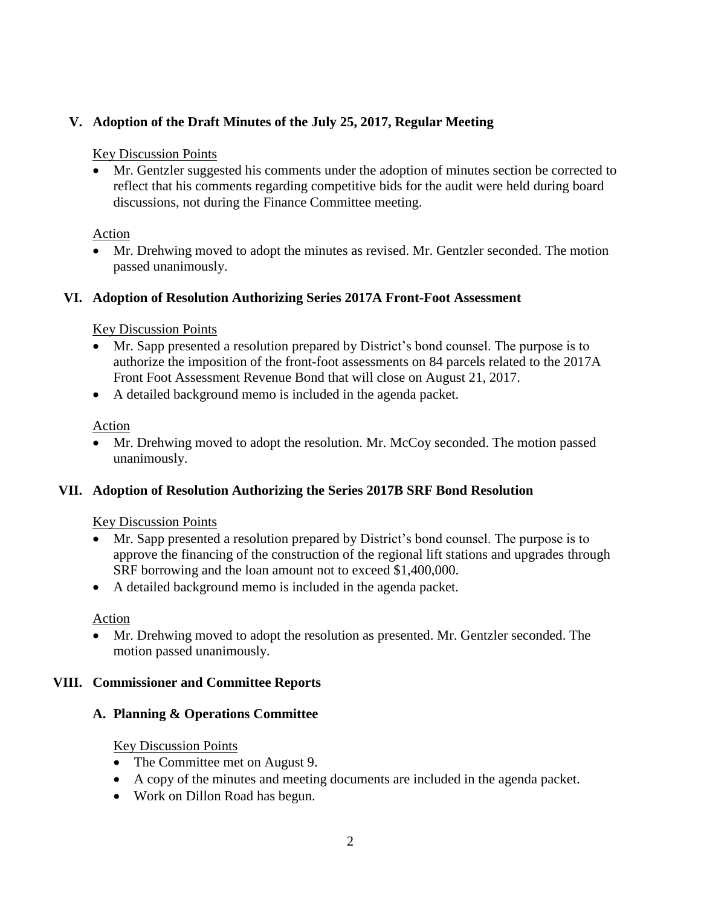## V. Adoption of the Draft Minutes of the July 25, 2017, Regular Meeting

Key Discussion Points

- Mr. Gentzler suggested his comments under the adoption of minutes section be corrected to reflect that his comments regarding competitive bids for the audit were held during board discussions, not during the Finance Committee meeting.

Action

- Mr. Drehwing moved to adopt the minutes as revised. Mr. Gentzler seconded. The motion passed unanimously.

## VI. Adoption of Resolution Authorizing Series 2017A Front-Foot Assessment

Key Discussion Points

- Mr. Sapp presented a resolution prepared by District's bond counsel. The purpose is to authorize the imposition of the front-foot assessments on 84 parcels related to the 2017A Front Foot Assessment Revenue Bond that will close on August 21, 2017.
- A detailed background memo is included in the agenda packet.

Action

- Mr. Drehwing moved to adopt the resolution. Mr. McCoy seconded. The motion passed unanimously.

## VII. Adoption of Resolution Authorizing the Series 2017B SRF Bond Resolution

Key Discussion Points

- Mr. Sapp presented a resolution prepared by District's bond counsel. The purpose is to approve the financing of the construction of the regional lift stations and upgrades through SRF borrowing and the loan amount not to exceed $1,400,000.
- A detailed background memo is included in the agenda packet.

Action

- Mr. Drehwing moved to adopt the resolution as presented. Mr. Gentzler seconded. The motion passed unanimously.

## VIII. Commissioner and Committee Reports

### A. Planning & Operations Committee

Key Discussion Points

- The Committee met on August 9.
- A copy of the minutes and meeting documents are included in the agenda packet.
- Work on Dillon Road has begun.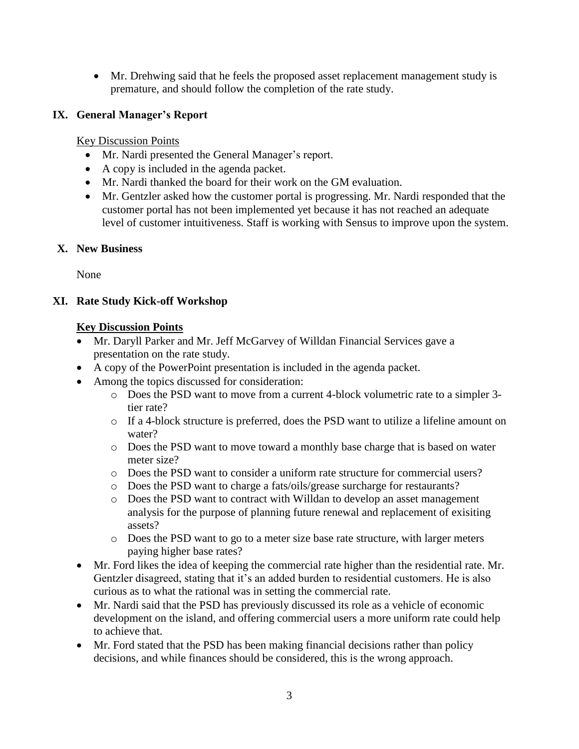- Mr. Drehwing said that he feels the proposed asset replacement management study is premature, and should follow the completion of the rate study.

## IX. General Manager's Report

Key Discussion Points

- Mr. Nardi presented the General Manager's report.
- A copy is included in the agenda packet.
- Mr. Nardi thanked the board for their work on the GM evaluation.
- Mr. Gentzler asked how the customer portal is progressing. Mr. Nardi responded that the customer portal has not been implemented yet because it has not reached an adequate level of customer intuitiveness. Staff is working with Sensus to improve upon the system.

## X. New Business

None

## XI. Rate Study Kick-off Workshop

**Key Discussion Points**

- Mr. Daryll Parker and Mr. Jeff McGarvey of Willdan Financial Services gave a presentation on the rate study.
- A copy of the PowerPoint presentation is included in the agenda packet.
- Among the topics discussed for consideration:
  - Does the PSD want to move from a current 4-block volumetric rate to a simpler 3-tier rate?
  - If a 4-block structure is preferred, does the PSD want to utilize a lifeline amount on water?
  - Does the PSD want to move toward a monthly base charge that is based on water meter size?
  - Does the PSD want to consider a uniform rate structure for commercial users?
  - Does the PSD want to charge a fats/oils/grease surcharge for restaurants?
  - Does the PSD want to contract with Willdan to develop an asset management analysis for the purpose of planning future renewal and replacement of exisiting assets?
  - Does the PSD want to go to a meter size base rate structure, with larger meters paying higher base rates?
- Mr. Ford likes the idea of keeping the commercial rate higher than the residential rate. Mr. Gentzler disagreed, stating that it's an added burden to residential customers. He is also curious as to what the rational was in setting the commercial rate.
- Mr. Nardi said that the PSD has previously discussed its role as a vehicle of economic development on the island, and offering commercial users a more uniform rate could help to achieve that.
- Mr. Ford stated that the PSD has been making financial decisions rather than policy decisions, and while finances should be considered, this is the wrong approach.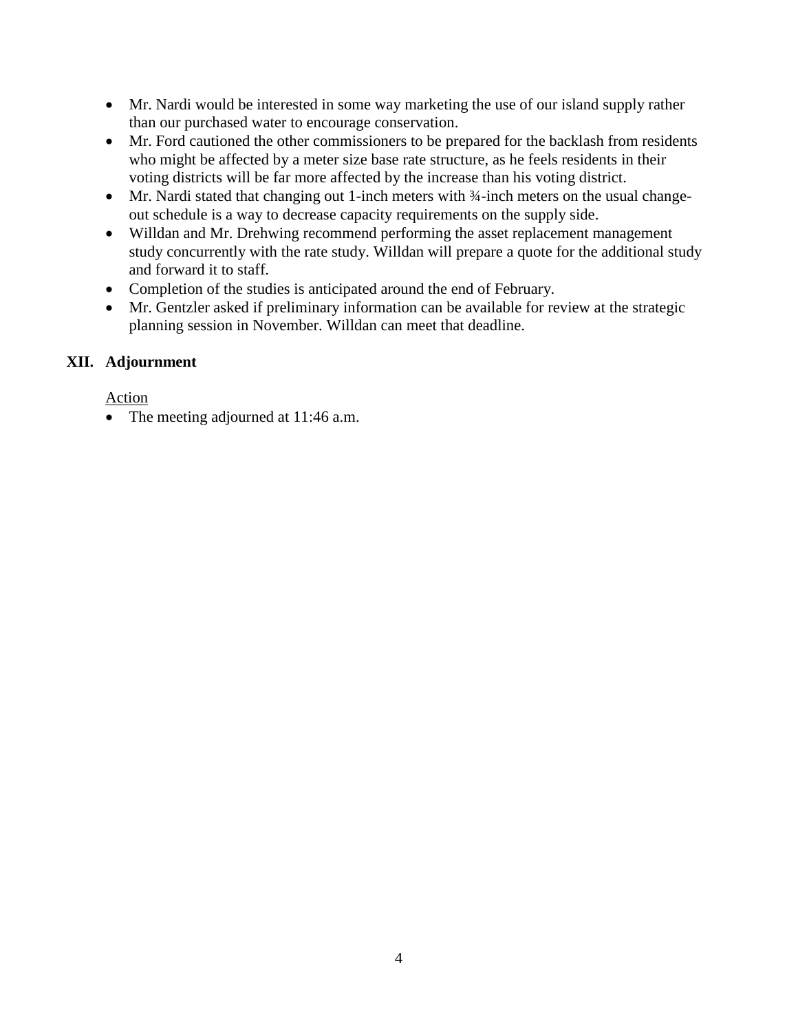- Mr. Nardi would be interested in some way marketing the use of our island supply rather than our purchased water to encourage conservation.
- Mr. Ford cautioned the other commissioners to be prepared for the backlash from residents who might be affected by a meter size base rate structure, as he feels residents in their voting districts will be far more affected by the increase than his voting district.
- Mr. Nardi stated that changing out 1-inch meters with ¾-inch meters on the usual change-out schedule is a way to decrease capacity requirements on the supply side.
- Willdan and Mr. Drehwing recommend performing the asset replacement management study concurrently with the rate study. Willdan will prepare a quote for the additional study and forward it to staff.
- Completion of the studies is anticipated around the end of February.
- Mr. Gentzler asked if preliminary information can be available for review at the strategic planning session in November. Willdan can meet that deadline.

## XII. Adjournment

Action

- The meeting adjourned at 11:46 a.m.